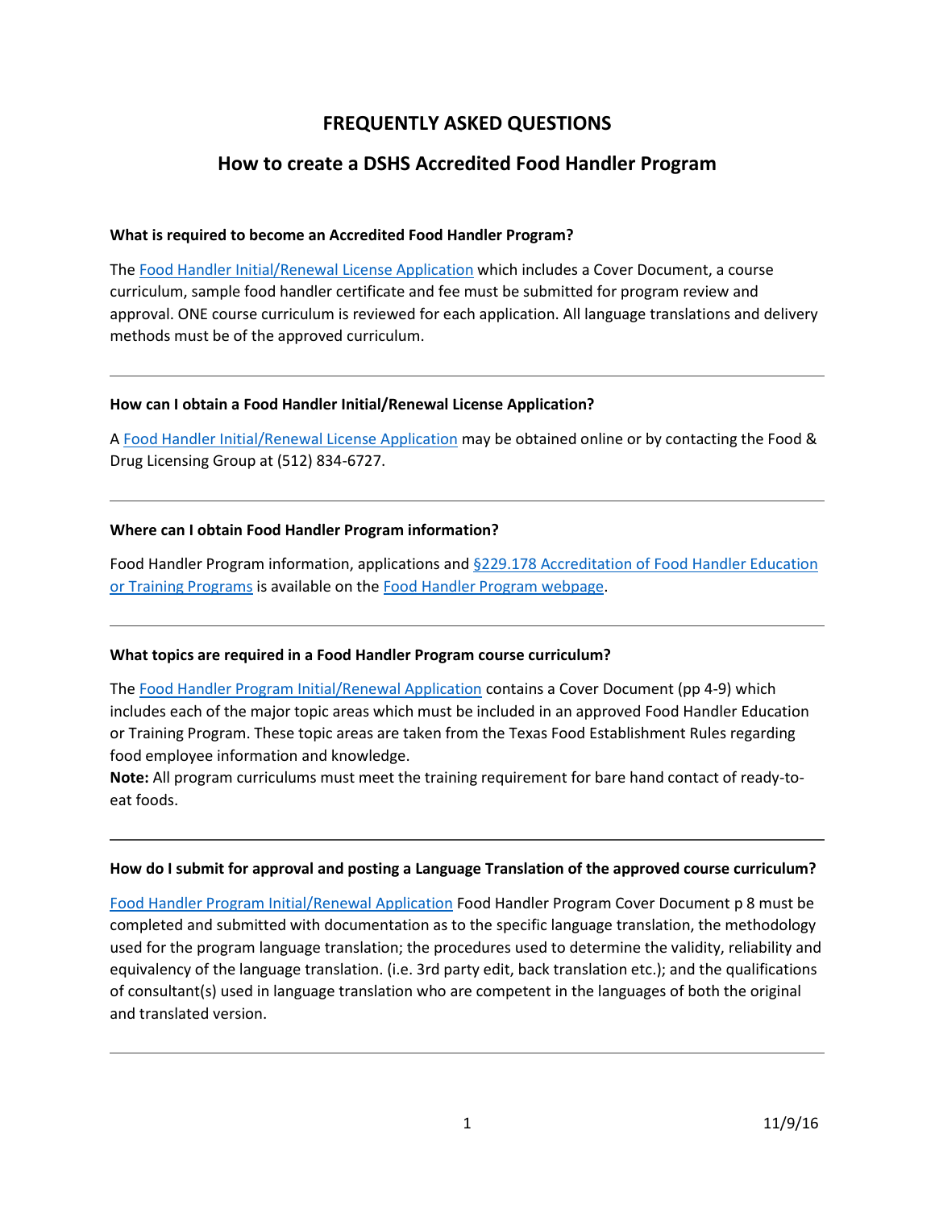# FREQUENTLY ASKED QUESTIONS

## How to create a DSHS Accredited Food Handler Program

**What is required to become an Accredited Food Handler Program?**

The Food Handler Initial/Renewal License Application which includes a Cover Document, a course curriculum, sample food handler certificate and fee must be submitted for program review and approval. ONE course curriculum is reviewed for each application. All language translations and delivery methods must be of the approved curriculum.

---

**How can I obtain a Food Handler Initial/Renewal License Application?**

A Food Handler Initial/Renewal License Application may be obtained online or by contacting the Food & Drug Licensing Group at (512) 834-6727.

---

**Where can I obtain Food Handler Program information?**

Food Handler Program information, applications and §229.178 Accreditation of Food Handler Education or Training Programs is available on the Food Handler Program webpage.

---

**What topics are required in a Food Handler Program course curriculum?**

The Food Handler Program Initial/Renewal Application contains a Cover Document (pp 4-9) which includes each of the major topic areas which must be included in an approved Food Handler Education or Training Program. These topic areas are taken from the Texas Food Establishment Rules regarding food employee information and knowledge.
**Note:** All program curriculums must meet the training requirement for bare hand contact of ready-to-eat foods.

---

**How do I submit for approval and posting a Language Translation of the approved course curriculum?**

Food Handler Program Initial/Renewal Application Food Handler Program Cover Document p 8 must be completed and submitted with documentation as to the specific language translation, the methodology used for the program language translation; the procedures used to determine the validity, reliability and equivalency of the language translation. (i.e. 3rd party edit, back translation etc.); and the qualifications of consultant(s) used in language translation who are competent in the languages of both the original and translated version.

---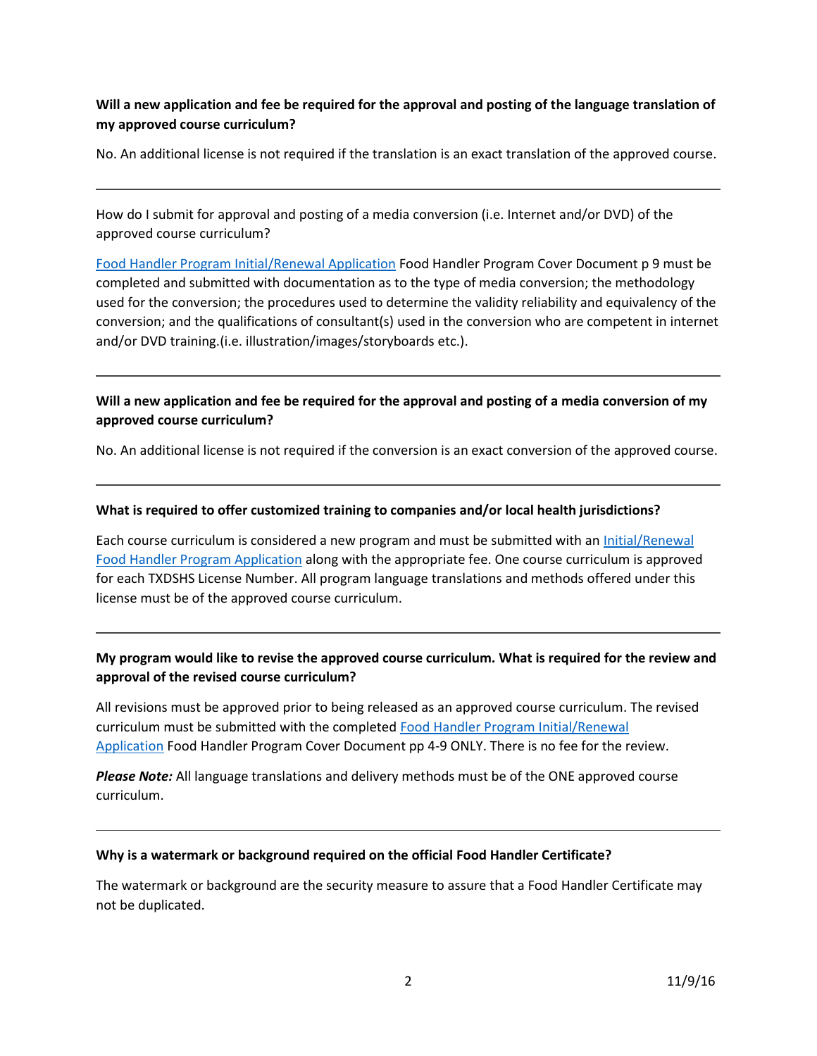**Will a new application and fee be required for the approval and posting of the language translation of my approved course curriculum?**

No. An additional license is not required if the translation is an exact translation of the approved course.

---

How do I submit for approval and posting of a media conversion (i.e. Internet and/or DVD) of the approved course curriculum?

Food Handler Program Initial/Renewal Application Food Handler Program Cover Document p 9 must be completed and submitted with documentation as to the type of media conversion; the methodology used for the conversion; the procedures used to determine the validity reliability and equivalency of the conversion; and the qualifications of consultant(s) used in the conversion who are competent in internet and/or DVD training.(i.e. illustration/images/storyboards etc.).

---

**Will a new application and fee be required for the approval and posting of a media conversion of my approved course curriculum?**

No. An additional license is not required if the conversion is an exact conversion of the approved course.

---

**What is required to offer customized training to companies and/or local health jurisdictions?**

Each course curriculum is considered a new program and must be submitted with an Initial/Renewal Food Handler Program Application along with the appropriate fee. One course curriculum is approved for each TXDSHS License Number. All program language translations and methods offered under this license must be of the approved course curriculum.

---

**My program would like to revise the approved course curriculum. What is required for the review and approval of the revised course curriculum?**

All revisions must be approved prior to being released as an approved course curriculum. The revised curriculum must be submitted with the completed Food Handler Program Initial/Renewal Application Food Handler Program Cover Document pp 4-9 ONLY. There is no fee for the review.

***Please Note:*** All language translations and delivery methods must be of the ONE approved course curriculum.

---

**Why is a watermark or background required on the official Food Handler Certificate?**

The watermark or background are the security measure to assure that a Food Handler Certificate may not be duplicated.